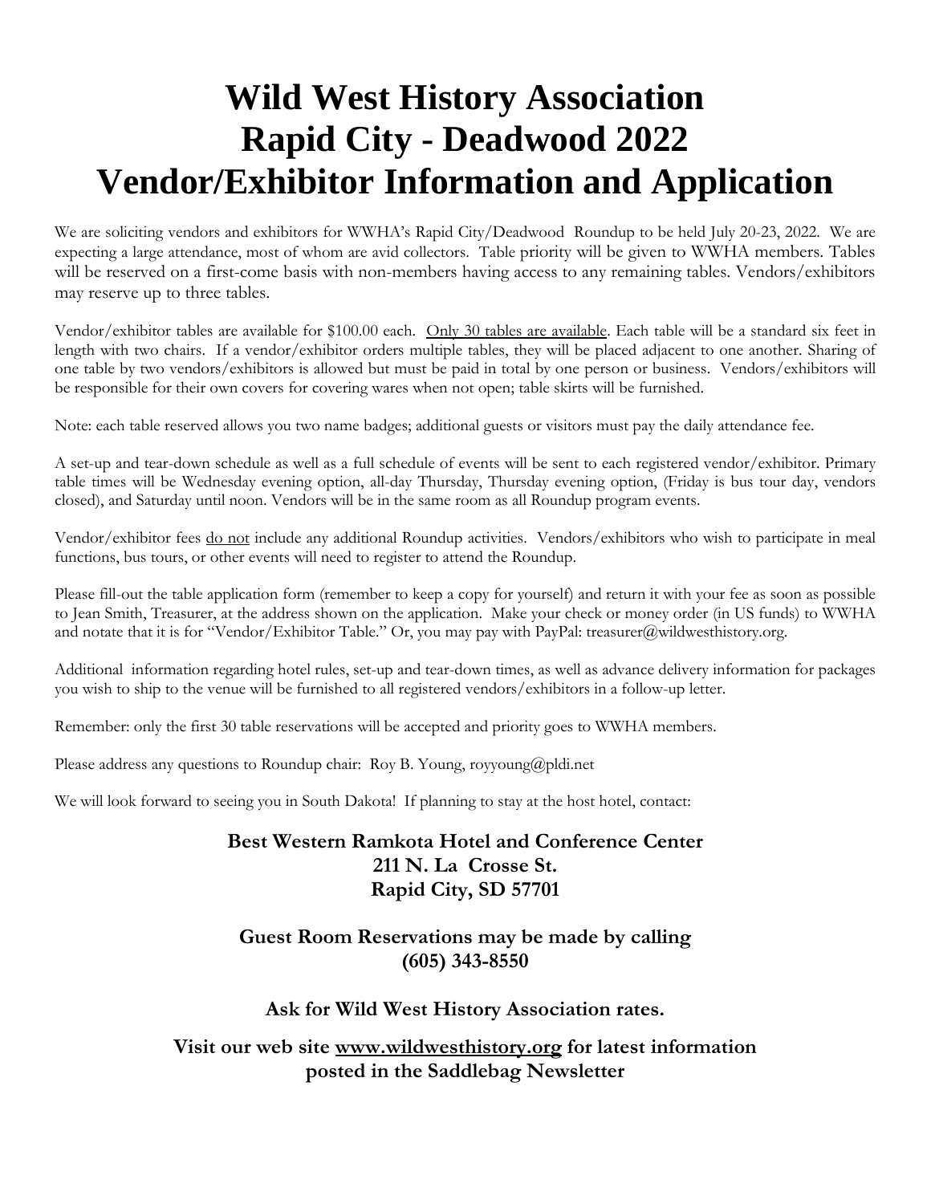# Wild West History Association
# Rapid City - Deadwood 2022
# Vendor/Exhibitor Information and Application

We are soliciting vendors and exhibitors for WWHA's Rapid City/Deadwood Roundup to be held July 20-23, 2022. We are expecting a large attendance, most of whom are avid collectors. Table priority will be given to WWHA members. Tables will be reserved on a first-come basis with non-members having access to any remaining tables. Vendors/exhibitors may reserve up to three tables.

Vendor/exhibitor tables are available for $100.00 each. Only 30 tables are available. Each table will be a standard six feet in length with two chairs. If a vendor/exhibitor orders multiple tables, they will be placed adjacent to one another. Sharing of one table by two vendors/exhibitors is allowed but must be paid in total by one person or business. Vendors/exhibitors will be responsible for their own covers for covering wares when not open; table skirts will be furnished.

Note: each table reserved allows you two name badges; additional guests or visitors must pay the daily attendance fee.

A set-up and tear-down schedule as well as a full schedule of events will be sent to each registered vendor/exhibitor. Primary table times will be Wednesday evening option, all-day Thursday, Thursday evening option, (Friday is bus tour day, vendors closed), and Saturday until noon. Vendors will be in the same room as all Roundup program events.

Vendor/exhibitor fees do not include any additional Roundup activities. Vendors/exhibitors who wish to participate in meal functions, bus tours, or other events will need to register to attend the Roundup.

Please fill-out the table application form (remember to keep a copy for yourself) and return it with your fee as soon as possible to Jean Smith, Treasurer, at the address shown on the application. Make your check or money order (in US funds) to WWHA and notate that it is for "Vendor/Exhibitor Table." Or, you may pay with PayPal: treasurer@wildwesthistory.org.

Additional information regarding hotel rules, set-up and tear-down times, as well as advance delivery information for packages you wish to ship to the venue will be furnished to all registered vendors/exhibitors in a follow-up letter.

Remember: only the first 30 table reservations will be accepted and priority goes to WWHA members.

Please address any questions to Roundup chair: Roy B. Young, royyoung@pldi.net

We will look forward to seeing you in South Dakota! If planning to stay at the host hotel, contact:

**Best Western Ramkota Hotel and Conference Center**
**211 N. La Crosse St.**
**Rapid City, SD 57701**

**Guest Room Reservations may be made by calling**
**(605) 343-8550**

**Ask for Wild West History Association rates.**

**Visit our web site www.wildwesthistory.org for latest information posted in the Saddlebag Newsletter**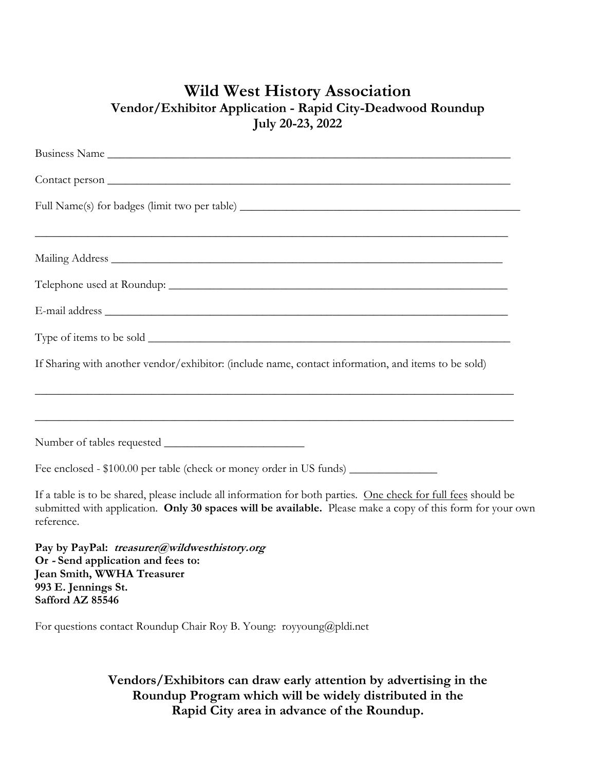# Wild West History Association

## Vendor/Exhibitor Application - Rapid City-Deadwood Roundup

## July 20-23, 2022

Business Name ___________________________________________________________________

Contact person ___________________________________________________________________

Full Name(s) for badges (limit two per table) ____________________________________________

_________________________________________________________________________________

Mailing Address __________________________________________________________________

Telephone used at Roundup: _______________________________________________________

E-mail address ___________________________________________________________________

Type of items to be sold ___________________________________________________________

If Sharing with another vendor/exhibitor: (include name, contact information, and items to be sold)

_________________________________________________________________________________

_________________________________________________________________________________

Number of tables requested ______________________

Fee enclosed - $100.00 per table (check or money order in US funds) ______________

If a table is to be shared, please include all information for both parties. One check for full fees should be submitted with application. **Only 30 spaces will be available.** Please make a copy of this form for your own reference.

**Pay by PayPal: *treasurer@wildwesthistory.org***
**Or - Send application and fees to:**
**Jean Smith, WWHA Treasurer**
**993 E. Jennings St.**
**Safford AZ 85546**

For questions contact Roundup Chair Roy B. Young: royyoung@pldi.net

**Vendors/Exhibitors can draw early attention by advertising in the Roundup Program which will be widely distributed in the Rapid City area in advance of the Roundup.**